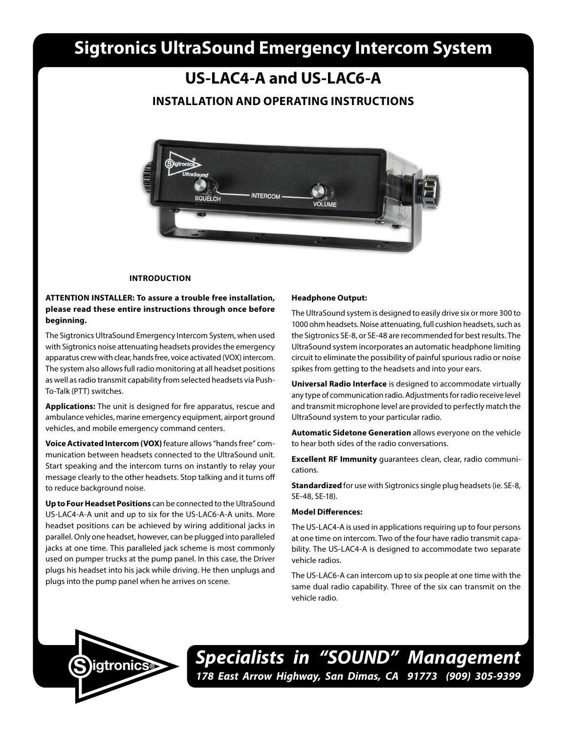# Sigtronics UltraSound Emergency Intercom System

## US-LAC4-A and US-LAC6-A

### INSTALLATION AND OPERATING INSTRUCTIONS

#### INTRODUCTION

**ATTENTION INSTALLER: To assure a trouble free installation, please read these entire instructions through once before beginning.**

The Sigtronics UltraSound Emergency Intercom System, when used with Sigtronics noise attenuating headsets provides the emergency apparatus crew with clear, hands free, voice activated (VOX) intercom. The system also allows full radio monitoring at all headset positions as well as radio transmit capability from selected headsets via Push-To-Talk (PTT) switches.

**Applications:** The unit is designed for fire apparatus, rescue and ambulance vehicles, marine emergency equipment, airport ground vehicles, and mobile emergency command centers.

**Voice Activated Intercom (VOX)** feature allows "hands free" communication between headsets connected to the UltraSound unit. Start speaking and the intercom turns on instantly to relay your message clearly to the other headsets. Stop talking and it turns off to reduce background noise.

**Up to Four Headset Positions** can be connected to the UltraSound US-LAC4-A-A unit and up to six for the US-LAC6-A-A units. More headset positions can be achieved by wiring additional jacks in parallel. Only one headset, however, can be plugged into paralleled jacks at one time. This paralleled jack scheme is most commonly used on pumper trucks at the pump panel. In this case, the Driver plugs his headset into his jack while driving. He then unplugs and plugs into the pump panel when he arrives on scene.

**Headphone Output:**

The UltraSound system is designed to easily drive six or more 300 to 1000 ohm headsets. Noise attenuating, full cushion headsets, such as the Sigtronics SE-8, or SE-48 are recommended for best results. The UltraSound system incorporates an automatic headphone limiting circuit to eliminate the possibility of painful spurious radio or noise spikes from getting to the headsets and into your ears.

**Universal Radio Interface** is designed to accommodate virtually any type of communication radio. Adjustments for radio receive level and transmit microphone level are provided to perfectly match the UltraSound system to your particular radio.

**Automatic Sidetone Generation** allows everyone on the vehicle to hear both sides of the radio conversations.

**Excellent RF Immunity** guarantees clean, clear, radio communications.

**Standardized** for use with Sigtronics single plug headsets (ie. SE-8, SE-48, SE-18).

**Model Differences:**

The US-LAC4-A is used in applications requiring up to four persons at one time on intercom. Two of the four have radio transmit capability. The US-LAC4-A is designed to accommodate two separate vehicle radios.

The US-LAC6-A can intercom up to six people at one time with the same dual radio capability. Three of the six can transmit on the vehicle radio.

***Specialists in "SOUND" Management***

***178 East Arrow Highway, San Dimas, CA 91773 (909) 305-9399***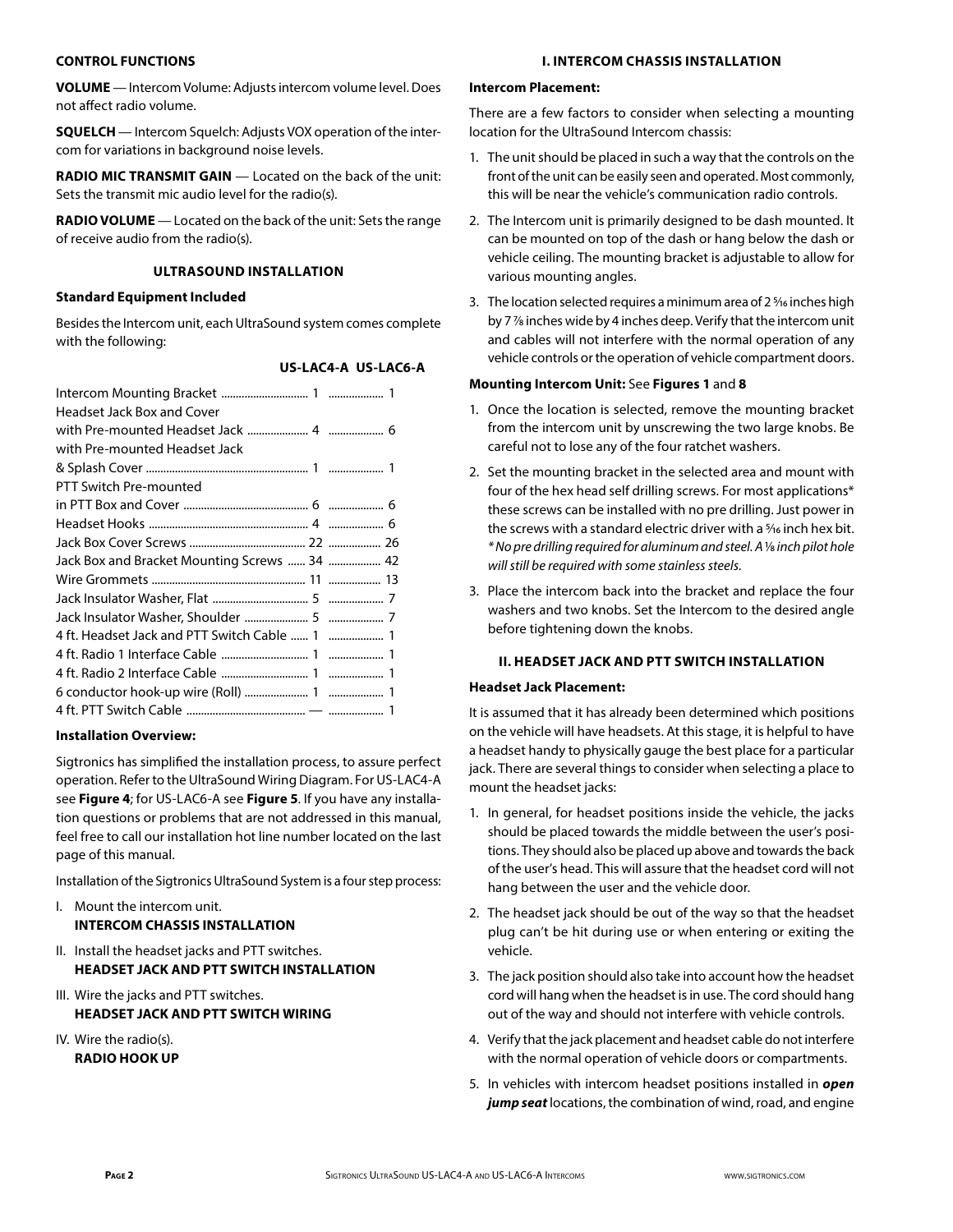## CONTROL FUNCTIONS

**VOLUME** — Intercom Volume: Adjusts intercom volume level. Does not affect radio volume.

**SQUELCH** — Intercom Squelch: Adjusts VOX operation of the intercom for variations in background noise levels.

**RADIO MIC TRANSMIT GAIN** — Located on the back of the unit: Sets the transmit mic audio level for the radio(s).

**RADIO VOLUME** — Located on the back of the unit: Sets the range of receive audio from the radio(s).

## ULTRASOUND INSTALLATION

### Standard Equipment Included

Besides the Intercom unit, each UltraSound system comes complete with the following:

| | US-LAC4-A | US-LAC6-A |
|---|---|---|
| Intercom Mounting Bracket | 1 | 1 |
| Headset Jack Box and Cover with Pre-mounted Headset Jack | 4 | 6 |
| with Pre-mounted Headset Jack & Splash Cover | 1 | 1 |
| PTT Switch Pre-mounted in PTT Box and Cover | 6 | 6 |
| Headset Hooks | 4 | 6 |
| Jack Box Cover Screws | 22 | 26 |
| Jack Box and Bracket Mounting Screws | 34 | 42 |
| Wire Grommets | 11 | 13 |
| Jack Insulator Washer, Flat | 5 | 7 |
| Jack Insulator Washer, Shoulder | 5 | 7 |
| 4 ft. Headset Jack and PTT Switch Cable | 1 | 1 |
| 4 ft. Radio 1 Interface Cable | 1 | 1 |
| 4 ft. Radio 2 Interface Cable | 1 | 1 |
| 6 conductor hook-up wire (Roll) | 1 | 1 |
| 4 ft. PTT Switch Cable | — | 1 |

### Installation Overview:

Sigtronics has simplified the installation process, to assure perfect operation. Refer to the UltraSound Wiring Diagram. For US-LAC4-A see **Figure 4**; for US-LAC6-A see **Figure 5**. If you have any installation questions or problems that are not addressed in this manual, feel free to call our installation hot line number located on the last page of this manual.

Installation of the Sigtronics UltraSound System is a four step process:

I. Mount the intercom unit.
**INTERCOM CHASSIS INSTALLATION**

II. Install the headset jacks and PTT switches.
**HEADSET JACK AND PTT SWITCH INSTALLATION**

III. Wire the jacks and PTT switches.
**HEADSET JACK AND PTT SWITCH WIRING**

IV. Wire the radio(s).
**RADIO HOOK UP**

## I. INTERCOM CHASSIS INSTALLATION

### Intercom Placement:

There are a few factors to consider when selecting a mounting location for the UltraSound Intercom chassis:

1. The unit should be placed in such a way that the controls on the front of the unit can be easily seen and operated. Most commonly, this will be near the vehicle's communication radio controls.
2. The Intercom unit is primarily designed to be dash mounted. It can be mounted on top of the dash or hang below the dash or vehicle ceiling. The mounting bracket is adjustable to allow for various mounting angles.
3. The location selected requires a minimum area of 2 5⁄16 inches high by 7 7⁄8 inches wide by 4 inches deep. Verify that the intercom unit and cables will not interfere with the normal operation of any vehicle controls or the operation of vehicle compartment doors.

### Mounting Intercom Unit: See Figures 1 and 8

1. Once the location is selected, remove the mounting bracket from the intercom unit by unscrewing the two large knobs. Be careful not to lose any of the four ratchet washers.
2. Set the mounting bracket in the selected area and mount with four of the hex head self drilling screws. For most applications* these screws can be installed with no pre drilling. Just power in the screws with a standard electric driver with a 5⁄16 inch hex bit.
*\* No pre drilling required for aluminum and steel. A 1⁄8 inch pilot hole will still be required with some stainless steels.*
3. Place the intercom back into the bracket and replace the four washers and two knobs. Set the Intercom to the desired angle before tightening down the knobs.

## II. HEADSET JACK AND PTT SWITCH INSTALLATION

### Headset Jack Placement:

It is assumed that it has already been determined which positions on the vehicle will have headsets. At this stage, it is helpful to have a headset handy to physically gauge the best place for a particular jack. There are several things to consider when selecting a place to mount the headset jacks:

1. In general, for headset positions inside the vehicle, the jacks should be placed towards the middle between the user's positions. They should also be placed up above and towards the back of the user's head. This will assure that the headset cord will not hang between the user and the vehicle door.
2. The headset jack should be out of the way so that the headset plug can't be hit during use or when entering or exiting the vehicle.
3. The jack position should also take into account how the headset cord will hang when the headset is in use. The cord should hang out of the way and should not interfere with vehicle controls.
4. Verify that the jack placement and headset cable do not interfere with the normal operation of vehicle doors or compartments.
5. In vehicles with intercom headset positions installed in ***open jump seat*** locations, the combination of wind, road, and engine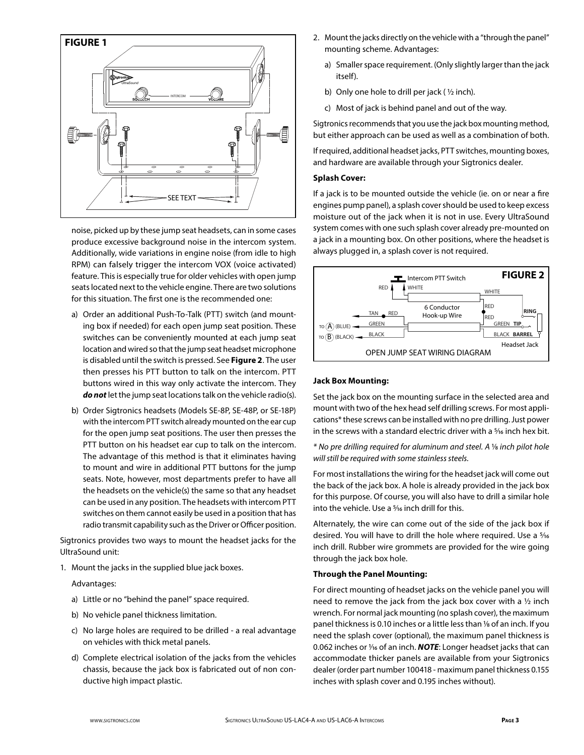noise, picked up by these jump seat headsets, can in some cases produce excessive background noise in the intercom system. Additionally, wide variations in engine noise (from idle to high RPM) can falsely trigger the intercom VOX (voice activated) feature. This is especially true for older vehicles with open jump seats located next to the vehicle engine. There are two solutions for this situation. The first one is the recommended one:

a) Order an additional Push-To-Talk (PTT) switch (and mounting box if needed) for each open jump seat position. These switches can be conveniently mounted at each jump seat location and wired so that the jump seat headset microphone is disabled until the switch is pressed. See **Figure 2**. The user then presses his PTT button to talk on the intercom. PTT buttons wired in this way only activate the intercom. They ***do not*** let the jump seat locations talk on the vehicle radio(s).

b) Order Sigtronics headsets (Models SE-8P, SE-48P, or SE-18P) with the intercom PTT switch already mounted on the ear cup for the open jump seat positions. The user then presses the PTT button on his headset ear cup to talk on the intercom. The advantage of this method is that it eliminates having to mount and wire in additional PTT buttons for the jump seats. Note, however, most departments prefer to have all the headsets on the vehicle(s) the same so that any headset can be used in any position. The headsets with intercom PTT switches on them cannot easily be used in a position that has radio transmit capability such as the Driver or Officer position.

Sigtronics provides two ways to mount the headset jacks for the UltraSound unit:

1. Mount the jacks in the supplied blue jack boxes.

   Advantages:

   a) Little or no "behind the panel" space required.

   b) No vehicle panel thickness limitation.

   c) No large holes are required to be drilled - a real advantage on vehicles with thick metal panels.

   d) Complete electrical isolation of the jacks from the vehicles chassis, because the jack box is fabricated out of non conductive high impact plastic.

2. Mount the jacks directly on the vehicle with a "through the panel" mounting scheme. Advantages:

   a) Smaller space requirement. (Only slightly larger than the jack itself).

   b) Only one hole to drill per jack ( ½ inch).

   c) Most of jack is behind panel and out of the way.

Sigtronics recommends that you use the jack box mounting method, but either approach can be used as well as a combination of both.

If required, additional headset jacks, PTT switches, mounting boxes, and hardware are available through your Sigtronics dealer.

**Splash Cover:**

If a jack is to be mounted outside the vehicle (ie. on or near a fire engines pump panel), a splash cover should be used to keep excess moisture out of the jack when it is not in use. Every UltraSound system comes with one such splash cover already pre-mounted on a jack in a mounting box. On other positions, where the headset is always plugged in, a splash cover is not required.

**FIGURE 2**

OPEN JUMP SEAT WIRING DIAGRAM

**Jack Box Mounting:**

Set the jack box on the mounting surface in the selected area and mount with two of the hex head self drilling screws. For most applications* these screws can be installed with no pre drilling. Just power in the screws with a standard electric driver with a 5⁄16 inch hex bit.

*\* No pre drilling required for aluminum and steel. A 1⁄8 inch pilot hole will still be required with some stainless steels.*

For most installations the wiring for the headset jack will come out the back of the jack box. A hole is already provided in the jack box for this purpose. Of course, you will also have to drill a similar hole into the vehicle. Use a 5⁄16 inch drill for this.

Alternately, the wire can come out of the side of the jack box if desired. You will have to drill the hole where required. Use a 5⁄16 inch drill. Rubber wire grommets are provided for the wire going through the jack box hole.

**Through the Panel Mounting:**

For direct mounting of headset jacks on the vehicle panel you will need to remove the jack from the jack box cover with a ½ inch wrench. For normal jack mounting (no splash cover), the maximum panel thickness is 0.10 inches or a little less than 1⁄8 of an inch. If you need the splash cover (optional), the maximum panel thickness is 0.062 inches or 1⁄16 of an inch. ***NOTE***: Longer headset jacks that can accommodate thicker panels are available from your Sigtronics dealer (order part number 100418 - maximum panel thickness 0.155 inches with splash cover and 0.195 inches without).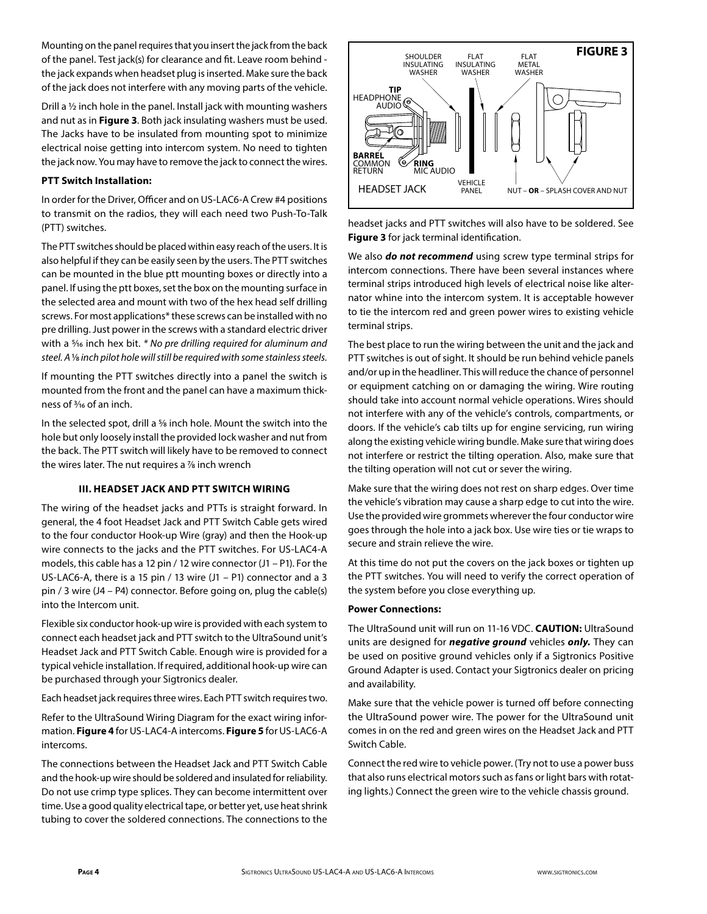Mounting on the panel requires that you insert the jack from the back of the panel. Test jack(s) for clearance and fit. Leave room behind - the jack expands when headset plug is inserted. Make sure the back of the jack does not interfere with any moving parts of the vehicle.

Drill a ½ inch hole in the panel. Install jack with mounting washers and nut as in **Figure 3**. Both jack insulating washers must be used. The Jacks have to be insulated from mounting spot to minimize electrical noise getting into intercom system. No need to tighten the jack now. You may have to remove the jack to connect the wires.

**PTT Switch Installation:**

In order for the Driver, Officer and on US-LAC6-A Crew #4 positions to transmit on the radios, they will each need two Push-To-Talk (PTT) switches.

The PTT switches should be placed within easy reach of the users. It is also helpful if they can be easily seen by the users. The PTT switches can be mounted in the blue ptt mounting boxes or directly into a panel. If using the ptt boxes, set the box on the mounting surface in the selected area and mount with two of the hex head self drilling screws. For most applications* these screws can be installed with no pre drilling. Just power in the screws with a standard electric driver with a 5⁄16 inch hex bit. *\* No pre drilling required for aluminum and steel. A 1⁄8 inch pilot hole will still be required with some stainless steels.*

If mounting the PTT switches directly into a panel the switch is mounted from the front and the panel can have a maximum thickness of 3⁄16 of an inch.

In the selected spot, drill a 5⁄8 inch hole. Mount the switch into the hole but only loosely install the provided lock washer and nut from the back. The PTT switch will likely have to be removed to connect the wires later. The nut requires a 7⁄8 inch wrench

### III. HEADSET JACK AND PTT SWITCH WIRING

The wiring of the headset jacks and PTTs is straight forward. In general, the 4 foot Headset Jack and PTT Switch Cable gets wired to the four conductor Hook-up Wire (gray) and then the Hook-up wire connects to the jacks and the PTT switches. For US-LAC4-A models, this cable has a 12 pin / 12 wire connector (J1 – P1). For the US-LAC6-A, there is a 15 pin / 13 wire (J1 – P1) connector and a 3 pin / 3 wire (J4 – P4) connector. Before going on, plug the cable(s) into the Intercom unit.

Flexible six conductor hook-up wire is provided with each system to connect each headset jack and PTT switch to the UltraSound unit's Headset Jack and PTT Switch Cable. Enough wire is provided for a typical vehicle installation. If required, additional hook-up wire can be purchased through your Sigtronics dealer.

Each headset jack requires three wires. Each PTT switch requires two.

Refer to the UltraSound Wiring Diagram for the exact wiring information. **Figure 4** for US-LAC4-A intercoms. **Figure 5** for US-LAC6-A intercoms.

The connections between the Headset Jack and PTT Switch Cable and the hook-up wire should be soldered and insulated for reliability. Do not use crimp type splices. They can become intermittent over time. Use a good quality electrical tape, or better yet, use heat shrink tubing to cover the soldered connections. The connections to the headset jacks and PTT switches will also have to be soldered. See **Figure 3** for jack terminal identification.

**FIGURE 3**

SHOULDER INSULATING WASHER · FLAT INSULATING WASHER · FLAT METAL WASHER · TIP HEADPHONE AUDIO · BARREL COMMON RETURN · RING MIC AUDIO · HEADSET JACK · VEHICLE PANEL · NUT – **OR** – SPLASH COVER AND NUT

We also ***do not recommend*** using screw type terminal strips for intercom connections. There have been several instances where terminal strips introduced high levels of electrical noise like alternator whine into the intercom system. It is acceptable however to tie the intercom red and green power wires to existing vehicle terminal strips.

The best place to run the wiring between the unit and the jack and PTT switches is out of sight. It should be run behind vehicle panels and/or up in the headliner. This will reduce the chance of personnel or equipment catching on or damaging the wiring. Wire routing should take into account normal vehicle operations. Wires should not interfere with any of the vehicle's controls, compartments, or doors. If the vehicle's cab tilts up for engine servicing, run wiring along the existing vehicle wiring bundle. Make sure that wiring does not interfere or restrict the tilting operation. Also, make sure that the tilting operation will not cut or sever the wiring.

Make sure that the wiring does not rest on sharp edges. Over time the vehicle's vibration may cause a sharp edge to cut into the wire. Use the provided wire grommets wherever the four conductor wire goes through the hole into a jack box. Use wire ties or tie wraps to secure and strain relieve the wire.

At this time do not put the covers on the jack boxes or tighten up the PTT switches. You will need to verify the correct operation of the system before you close everything up.

**Power Connections:**

The UltraSound unit will run on 11-16 VDC. **CAUTION:** UltraSound units are designed for ***negative ground*** vehicles ***only.*** They can be used on positive ground vehicles only if a Sigtronics Positive Ground Adapter is used. Contact your Sigtronics dealer on pricing and availability.

Make sure that the vehicle power is turned off before connecting the UltraSound power wire. The power for the UltraSound unit comes in on the red and green wires on the Headset Jack and PTT Switch Cable.

Connect the red wire to vehicle power. (Try not to use a power buss that also runs electrical motors such as fans or light bars with rotating lights.) Connect the green wire to the vehicle chassis ground.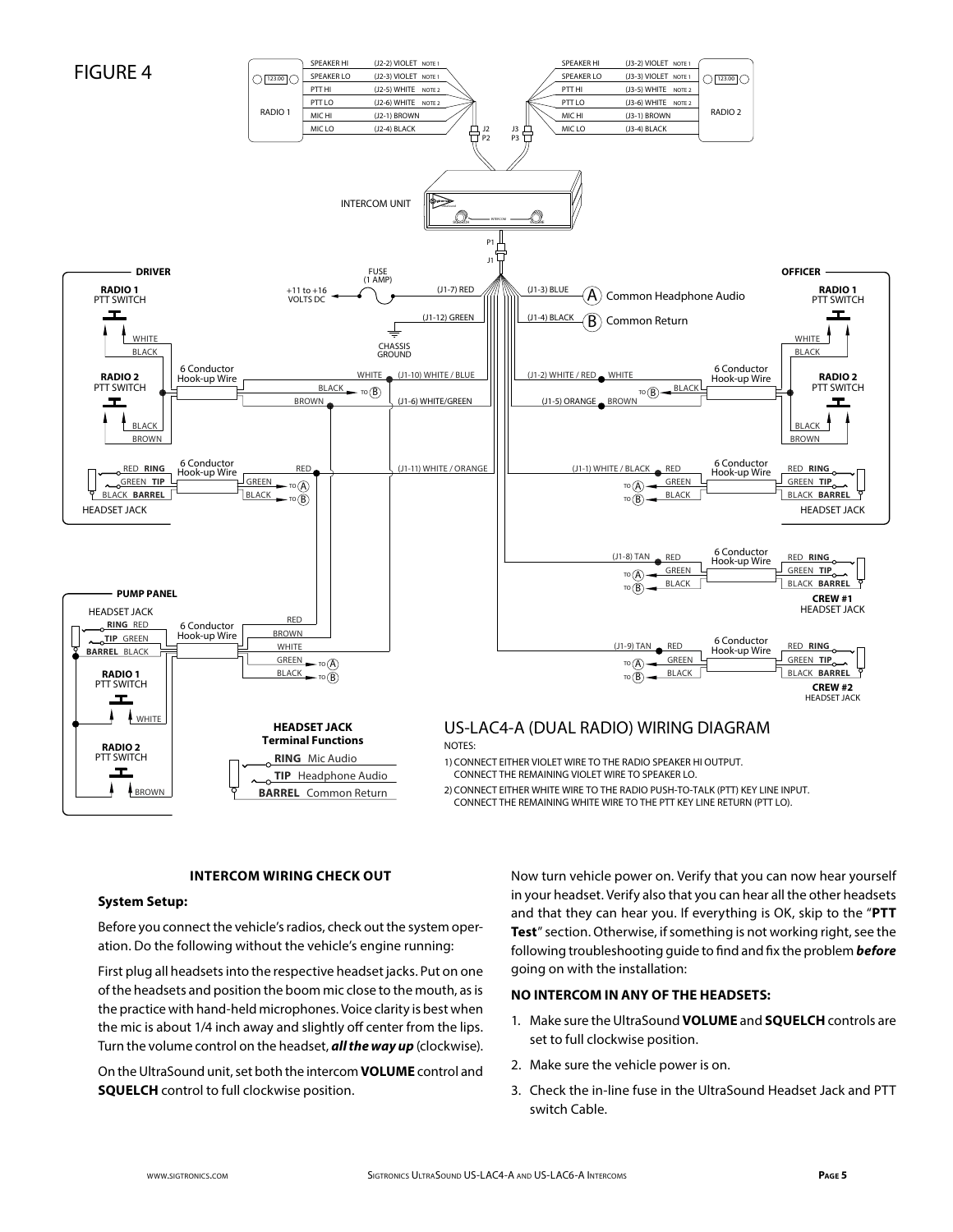FIGURE 4

US-LAC4-A (DUAL RADIO) WIRING DIAGRAM

NOTES:

1) CONNECT EITHER VIOLET WIRE TO THE RADIO SPEAKER HI OUTPUT. CONNECT THE REMAINING VIOLET WIRE TO SPEAKER LO.

2) CONNECT EITHER WHITE WIRE TO THE RADIO PUSH-TO-TALK (PTT) KEY LINE INPUT. CONNECT THE REMAINING WHITE WIRE TO THE PTT KEY LINE RETURN (PTT LO).

**HEADSET JACK Terminal Functions**

- **RING** Mic Audio
- **TIP** Headphone Audio
- **BARREL** Common Return

## INTERCOM WIRING CHECK OUT

### System Setup:

Before you connect the vehicle's radios, check out the system operation. Do the following without the vehicle's engine running:

First plug all headsets into the respective headset jacks. Put on one of the headsets and position the boom mic close to the mouth, as is the practice with hand-held microphones. Voice clarity is best when the mic is about 1/4 inch away and slightly off center from the lips. Turn the volume control on the headset, ***all the way up*** (clockwise).

On the UltraSound unit, set both the intercom **VOLUME** control and **SQUELCH** control to full clockwise position.

Now turn vehicle power on. Verify that you can now hear yourself in your headset. Verify also that you can hear all the other headsets and that they can hear you. If everything is OK, skip to the "**PTT Test**" section. Otherwise, if something is not working right, see the following troubleshooting guide to find and fix the problem ***before*** going on with the installation:

### NO INTERCOM IN ANY OF THE HEADSETS:

1. Make sure the UltraSound **VOLUME** and **SQUELCH** controls are set to full clockwise position.
2. Make sure the vehicle power is on.
3. Check the in-line fuse in the UltraSound Headset Jack and PTT switch Cable.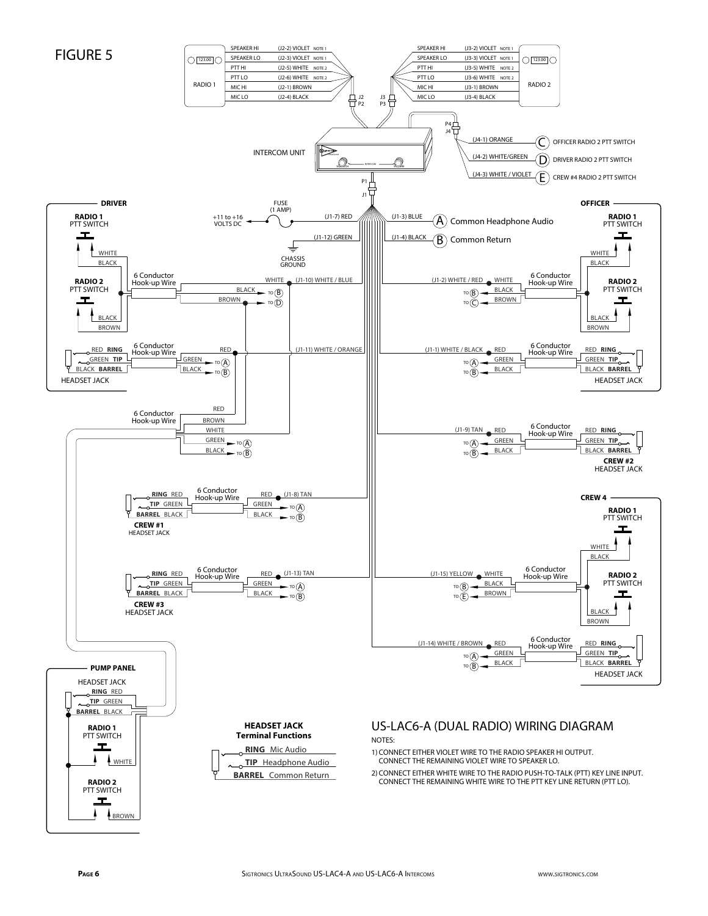FIGURE 5

## US-LAC6-A (DUAL RADIO) WIRING DIAGRAM

NOTES:

1) CONNECT EITHER VIOLET WIRE TO THE RADIO SPEAKER HI OUTPUT. CONNECT THE REMAINING VIOLET WIRE TO SPEAKER LO.

2) CONNECT EITHER WHITE WIRE TO THE RADIO PUSH-TO-TALK (PTT) KEY LINE INPUT. CONNECT THE REMAINING WHITE WIRE TO THE PTT KEY LINE RETURN (PTT LO).

**HEADSET JACK Terminal Functions**

- **RING** Mic Audio
- **TIP** Headphone Audio
- **BARREL** Common Return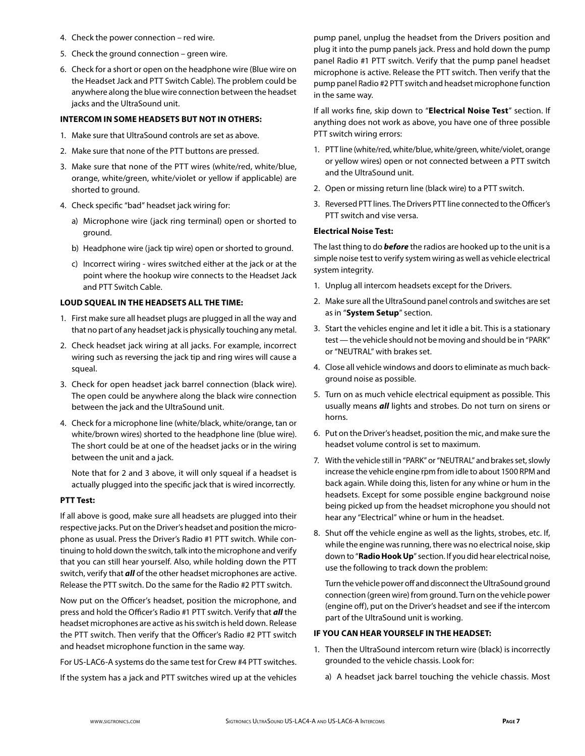4. Check the power connection – red wire.
5. Check the ground connection – green wire.
6. Check for a short or open on the headphone wire (Blue wire on the Headset Jack and PTT Switch Cable). The problem could be anywhere along the blue wire connection between the headset jacks and the UltraSound unit.

**INTERCOM IN SOME HEADSETS BUT NOT IN OTHERS:**

1. Make sure that UltraSound controls are set as above.
2. Make sure that none of the PTT buttons are pressed.
3. Make sure that none of the PTT wires (white/red, white/blue, orange, white/green, white/violet or yellow if applicable) are shorted to ground.
4. Check specific "bad" headset jack wiring for:
   a) Microphone wire (jack ring terminal) open or shorted to ground.
   b) Headphone wire (jack tip wire) open or shorted to ground.
   c) Incorrect wiring - wires switched either at the jack or at the point where the hookup wire connects to the Headset Jack and PTT Switch Cable.

**LOUD SQUEAL IN THE HEADSETS ALL THE TIME:**

1. First make sure all headset plugs are plugged in all the way and that no part of any headset jack is physically touching any metal.
2. Check headset jack wiring at all jacks. For example, incorrect wiring such as reversing the jack tip and ring wires will cause a squeal.
3. Check for open headset jack barrel connection (black wire). The open could be anywhere along the black wire connection between the jack and the UltraSound unit.
4. Check for a microphone line (white/black, white/orange, tan or white/brown wires) shorted to the headphone line (blue wire). The short could be at one of the headset jacks or in the wiring between the unit and a jack.

   Note that for 2 and 3 above, it will only squeal if a headset is actually plugged into the specific jack that is wired incorrectly.

**PTT Test:**

If all above is good, make sure all headsets are plugged into their respective jacks. Put on the Driver's headset and position the microphone as usual. Press the Driver's Radio #1 PTT switch. While continuing to hold down the switch, talk into the microphone and verify that you can still hear yourself. Also, while holding down the PTT switch, verify that ***all*** of the other headset microphones are active. Release the PTT switch. Do the same for the Radio #2 PTT switch.

Now put on the Officer's headset, position the microphone, and press and hold the Officer's Radio #1 PTT switch. Verify that ***all*** the headset microphones are active as his switch is held down. Release the PTT switch. Then verify that the Officer's Radio #2 PTT switch and headset microphone function in the same way.

For US-LAC6-A systems do the same test for Crew #4 PTT switches.

If the system has a jack and PTT switches wired up at the vehicles pump panel, unplug the headset from the Drivers position and plug it into the pump panels jack. Press and hold down the pump panel Radio #1 PTT switch. Verify that the pump panel headset microphone is active. Release the PTT switch. Then verify that the pump panel Radio #2 PTT switch and headset microphone function in the same way.

If all works fine, skip down to "**Electrical Noise Test**" section. If anything does not work as above, you have one of three possible PTT switch wiring errors:

1. PTT line (white/red, white/blue, white/green, white/violet, orange or yellow wires) open or not connected between a PTT switch and the UltraSound unit.
2. Open or missing return line (black wire) to a PTT switch.
3. Reversed PTT lines. The Drivers PTT line connected to the Officer's PTT switch and vise versa.

**Electrical Noise Test:**

The last thing to do ***before*** the radios are hooked up to the unit is a simple noise test to verify system wiring as well as vehicle electrical system integrity.

1. Unplug all intercom headsets except for the Drivers.
2. Make sure all the UltraSound panel controls and switches are set as in "**System Setup**" section.
3. Start the vehicles engine and let it idle a bit. This is a stationary test — the vehicle should not be moving and should be in "PARK" or "NEUTRAL" with brakes set.
4. Close all vehicle windows and doors to eliminate as much background noise as possible.
5. Turn on as much vehicle electrical equipment as possible. This usually means ***all*** lights and strobes. Do not turn on sirens or horns.
6. Put on the Driver's headset, position the mic, and make sure the headset volume control is set to maximum.
7. With the vehicle still in "PARK" or "NEUTRAL" and brakes set, slowly increase the vehicle engine rpm from idle to about 1500 RPM and back again. While doing this, listen for any whine or hum in the headsets. Except for some possible engine background noise being picked up from the headset microphone you should not hear any "Electrical" whine or hum in the headset.
8. Shut off the vehicle engine as well as the lights, strobes, etc. If, while the engine was running, there was no electrical noise, skip down to "**Radio Hook Up**" section. If you did hear electrical noise, use the following to track down the problem:

   Turn the vehicle power off and disconnect the UltraSound ground connection (green wire) from ground. Turn on the vehicle power (engine off), put on the Driver's headset and see if the intercom part of the UltraSound unit is working.

**IF YOU CAN HEAR YOURSELF IN THE HEADSET:**

1. Then the UltraSound intercom return wire (black) is incorrectly grounded to the vehicle chassis. Look for:
   a) A headset jack barrel touching the vehicle chassis. Most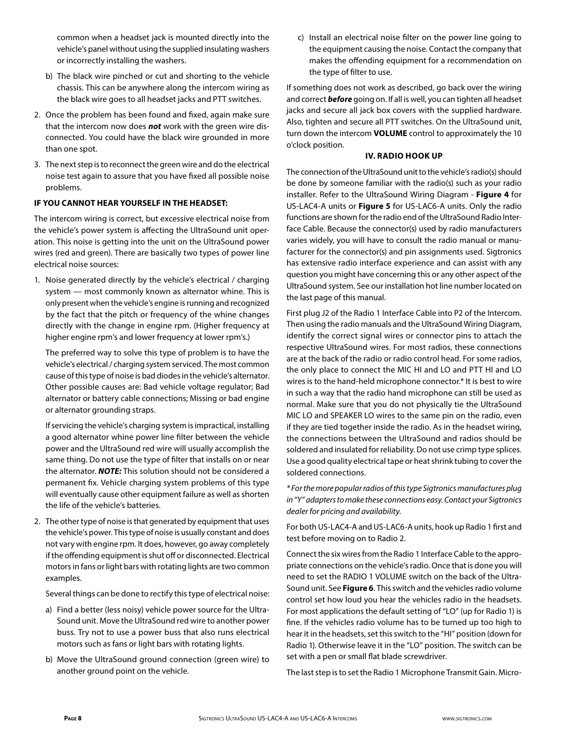common when a headset jack is mounted directly into the vehicle's panel without using the supplied insulating washers or incorrectly installing the washers.

b) The black wire pinched or cut and shorting to the vehicle chassis. This can be anywhere along the intercom wiring as the black wire goes to all headset jacks and PTT switches.

2. Once the problem has been found and fixed, again make sure that the intercom now does ***not*** work with the green wire disconnected. You could have the black wire grounded in more than one spot.

3. The next step is to reconnect the green wire and do the electrical noise test again to assure that you have fixed all possible noise problems.

**IF YOU CANNOT HEAR YOURSELF IN THE HEADSET:**

The intercom wiring is correct, but excessive electrical noise from the vehicle's power system is affecting the UltraSound unit operation. This noise is getting into the unit on the UltraSound power wires (red and green). There are basically two types of power line electrical noise sources:

1. Noise generated directly by the vehicle's electrical / charging system — most commonly known as alternator whine. This is only present when the vehicle's engine is running and recognized by the fact that the pitch or frequency of the whine changes directly with the change in engine rpm. (Higher frequency at higher engine rpm's and lower frequency at lower rpm's.)

   The preferred way to solve this type of problem is to have the vehicle's electrical / charging system serviced. The most common cause of this type of noise is bad diodes in the vehicle's alternator. Other possible causes are: Bad vehicle voltage regulator; Bad alternator or battery cable connections; Missing or bad engine or alternator grounding straps.

   If servicing the vehicle's charging system is impractical, installing a good alternator whine power line filter between the vehicle power and the UltraSound red wire will usually accomplish the same thing. Do not use the type of filter that installs on or near the alternator. ***NOTE:*** This solution should not be considered a permanent fix. Vehicle charging system problems of this type will eventually cause other equipment failure as well as shorten the life of the vehicle's batteries.

2. The other type of noise is that generated by equipment that uses the vehicle's power. This type of noise is usually constant and does not vary with engine rpm. It does, however, go away completely if the offending equipment is shut off or disconnected. Electrical motors in fans or light bars with rotating lights are two common examples.

   Several things can be done to rectify this type of electrical noise:

   a) Find a better (less noisy) vehicle power source for the UltraSound unit. Move the UltraSound red wire to another power buss. Try not to use a power buss that also runs electrical motors such as fans or light bars with rotating lights.

   b) Move the UltraSound ground connection (green wire) to another ground point on the vehicle.

   c) Install an electrical noise filter on the power line going to the equipment causing the noise. Contact the company that makes the offending equipment for a recommendation on the type of filter to use.

If something does not work as described, go back over the wiring and correct ***before*** going on. If all is well, you can tighten all headset jacks and secure all jack box covers with the supplied hardware. Also, tighten and secure all PTT switches. On the UltraSound unit, turn down the intercom **VOLUME** control to approximately the 10 o'clock position.

## IV. RADIO HOOK UP

The connection of the UltraSound unit to the vehicle's radio(s) should be done by someone familiar with the radio(s) such as your radio installer. Refer to the UltraSound Wiring Diagram - **Figure 4** for US-LAC4-A units or **Figure 5** for US-LAC6-A units. Only the radio functions are shown for the radio end of the UltraSound Radio Interface Cable. Because the connector(s) used by radio manufacturers varies widely, you will have to consult the radio manual or manufacturer for the connector(s) and pin assignments used. Sigtronics has extensive radio interface experience and can assist with any question you might have concerning this or any other aspect of the UltraSound system. See our installation hot line number located on the last page of this manual.

First plug J2 of the Radio 1 Interface Cable into P2 of the Intercom. Then using the radio manuals and the UltraSound Wiring Diagram, identify the correct signal wires or connector pins to attach the respective UltraSound wires. For most radios, these connections are at the back of the radio or radio control head. For some radios, the only place to connect the MIC HI and LO and PTT HI and LO wires is to the hand-held microphone connector.* It is best to wire in such a way that the radio hand microphone can still be used as normal. Make sure that you do not physically tie the UltraSound MIC LO and SPEAKER LO wires to the same pin on the radio, even if they are tied together inside the radio. As in the headset wiring, the connections between the UltraSound and radios should be soldered and insulated for reliability. Do not use crimp type splices. Use a good quality electrical tape or heat shrink tubing to cover the soldered connections.

*\* For the more popular radios of this type Sigtronics manufactures plug in "Y" adapters to make these connections easy. Contact your Sigtronics dealer for pricing and availability.*

For both US-LAC4-A and US-LAC6-A units, hook up Radio 1 first and test before moving on to Radio 2.

Connect the six wires from the Radio 1 Interface Cable to the appropriate connections on the vehicle's radio. Once that is done you will need to set the RADIO 1 VOLUME switch on the back of the UltraSound unit. See **Figure 6**. This switch and the vehicles radio volume control set how loud you hear the vehicles radio in the headsets. For most applications the default setting of "LO" (up for Radio 1) is fine. If the vehicles radio volume has to be turned up too high to hear it in the headsets, set this switch to the "HI" position (down for Radio 1). Otherwise leave it in the "LO" position. The switch can be set with a pen or small flat blade screwdriver.

The last step is to set the Radio 1 Microphone Transmit Gain. Micro-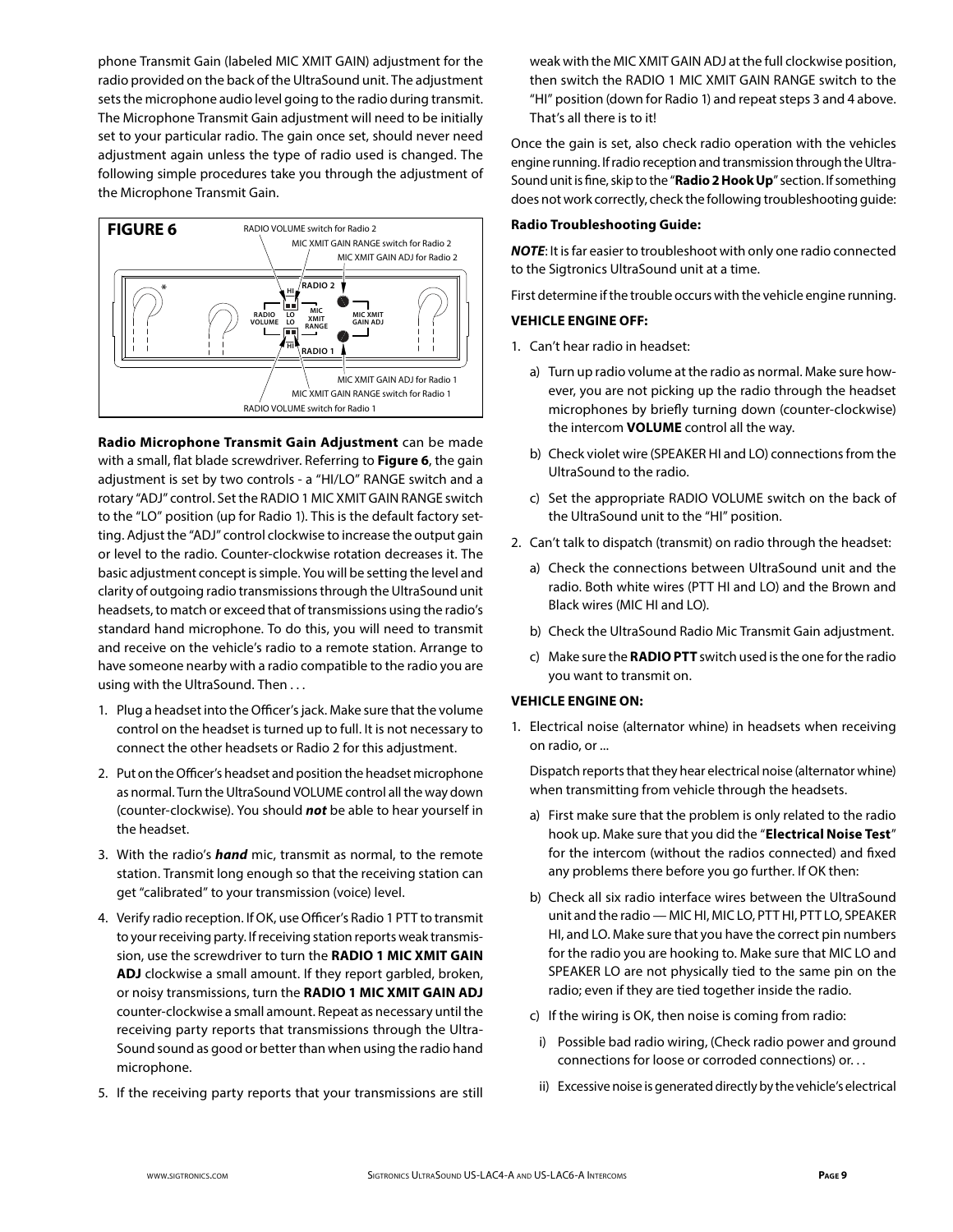phone Transmit Gain (labeled MIC XMIT GAIN) adjustment for the radio provided on the back of the UltraSound unit. The adjustment sets the microphone audio level going to the radio during transmit. The Microphone Transmit Gain adjustment will need to be initially set to your particular radio. The gain once set, should never need adjustment again unless the type of radio used is changed. The following simple procedures take you through the adjustment of the Microphone Transmit Gain.

**FIGURE 6**

RADIO VOLUME switch for Radio 2
MIC XMIT GAIN RANGE switch for Radio 2
MIC XMIT GAIN ADJ for Radio 2
MIC XMIT GAIN ADJ for Radio 1
MIC XMIT GAIN RANGE switch for Radio 1
RADIO VOLUME switch for Radio 1

**Radio Microphone Transmit Gain Adjustment** can be made with a small, flat blade screwdriver. Referring to **Figure 6**, the gain adjustment is set by two controls - a "HI/LO" RANGE switch and a rotary "ADJ" control. Set the RADIO 1 MIC XMIT GAIN RANGE switch to the "LO" position (up for Radio 1). This is the default factory setting. Adjust the "ADJ" control clockwise to increase the output gain or level to the radio. Counter-clockwise rotation decreases it. The basic adjustment concept is simple. You will be setting the level and clarity of outgoing radio transmissions through the UltraSound unit headsets, to match or exceed that of transmissions using the radio's standard hand microphone. To do this, you will need to transmit and receive on the vehicle's radio to a remote station. Arrange to have someone nearby with a radio compatible to the radio you are using with the UltraSound. Then . . .

1. Plug a headset into the Officer's jack. Make sure that the volume control on the headset is turned up to full. It is not necessary to connect the other headsets or Radio 2 for this adjustment.
2. Put on the Officer's headset and position the headset microphone as normal. Turn the UltraSound VOLUME control all the way down (counter-clockwise). You should ***not*** be able to hear yourself in the headset.
3. With the radio's ***hand*** mic, transmit as normal, to the remote station. Transmit long enough so that the receiving station can get "calibrated" to your transmission (voice) level.
4. Verify radio reception. If OK, use Officer's Radio 1 PTT to transmit to your receiving party. If receiving station reports weak transmission, use the screwdriver to turn the **RADIO 1 MIC XMIT GAIN ADJ** clockwise a small amount. If they report garbled, broken, or noisy transmissions, turn the **RADIO 1 MIC XMIT GAIN ADJ** counter-clockwise a small amount. Repeat as necessary until the receiving party reports that transmissions through the UltraSound sound as good or better than when using the radio hand microphone.
5. If the receiving party reports that your transmissions are still weak with the MIC XMIT GAIN ADJ at the full clockwise position, then switch the RADIO 1 MIC XMIT GAIN RANGE switch to the "HI" position (down for Radio 1) and repeat steps 3 and 4 above. That's all there is to it!

Once the gain is set, also check radio operation with the vehicles engine running. If radio reception and transmission through the UltraSound unit is fine, skip to the "**Radio 2 Hook Up**" section. If something does not work correctly, check the following troubleshooting guide:

**Radio Troubleshooting Guide:**

***NOTE***: It is far easier to troubleshoot with only one radio connected to the Sigtronics UltraSound unit at a time.

First determine if the trouble occurs with the vehicle engine running.

**VEHICLE ENGINE OFF:**

1. Can't hear radio in headset:
   a) Turn up radio volume at the radio as normal. Make sure however, you are not picking up the radio through the headset microphones by briefly turning down (counter-clockwise) the intercom **VOLUME** control all the way.
   b) Check violet wire (SPEAKER HI and LO) connections from the UltraSound to the radio.
   c) Set the appropriate RADIO VOLUME switch on the back of the UltraSound unit to the "HI" position.
2. Can't talk to dispatch (transmit) on radio through the headset:
   a) Check the connections between UltraSound unit and the radio. Both white wires (PTT HI and LO) and the Brown and Black wires (MIC HI and LO).
   b) Check the UltraSound Radio Mic Transmit Gain adjustment.
   c) Make sure the **RADIO PTT** switch used is the one for the radio you want to transmit on.

**VEHICLE ENGINE ON:**

1. Electrical noise (alternator whine) in headsets when receiving on radio, or ...

   Dispatch reports that they hear electrical noise (alternator whine) when transmitting from vehicle through the headsets.
   a) First make sure that the problem is only related to the radio hook up. Make sure that you did the "**Electrical Noise Test**" for the intercom (without the radios connected) and fixed any problems there before you go further. If OK then:
   b) Check all six radio interface wires between the UltraSound unit and the radio — MIC HI, MIC LO, PTT HI, PTT LO, SPEAKER HI, and LO. Make sure that you have the correct pin numbers for the radio you are hooking to. Make sure that MIC LO and SPEAKER LO are not physically tied to the same pin on the radio; even if they are tied together inside the radio.
   c) If the wiring is OK, then noise is coming from radio:
      i) Possible bad radio wiring, (Check radio power and ground connections for loose or corroded connections) or. . .
      ii) Excessive noise is generated directly by the vehicle's electrical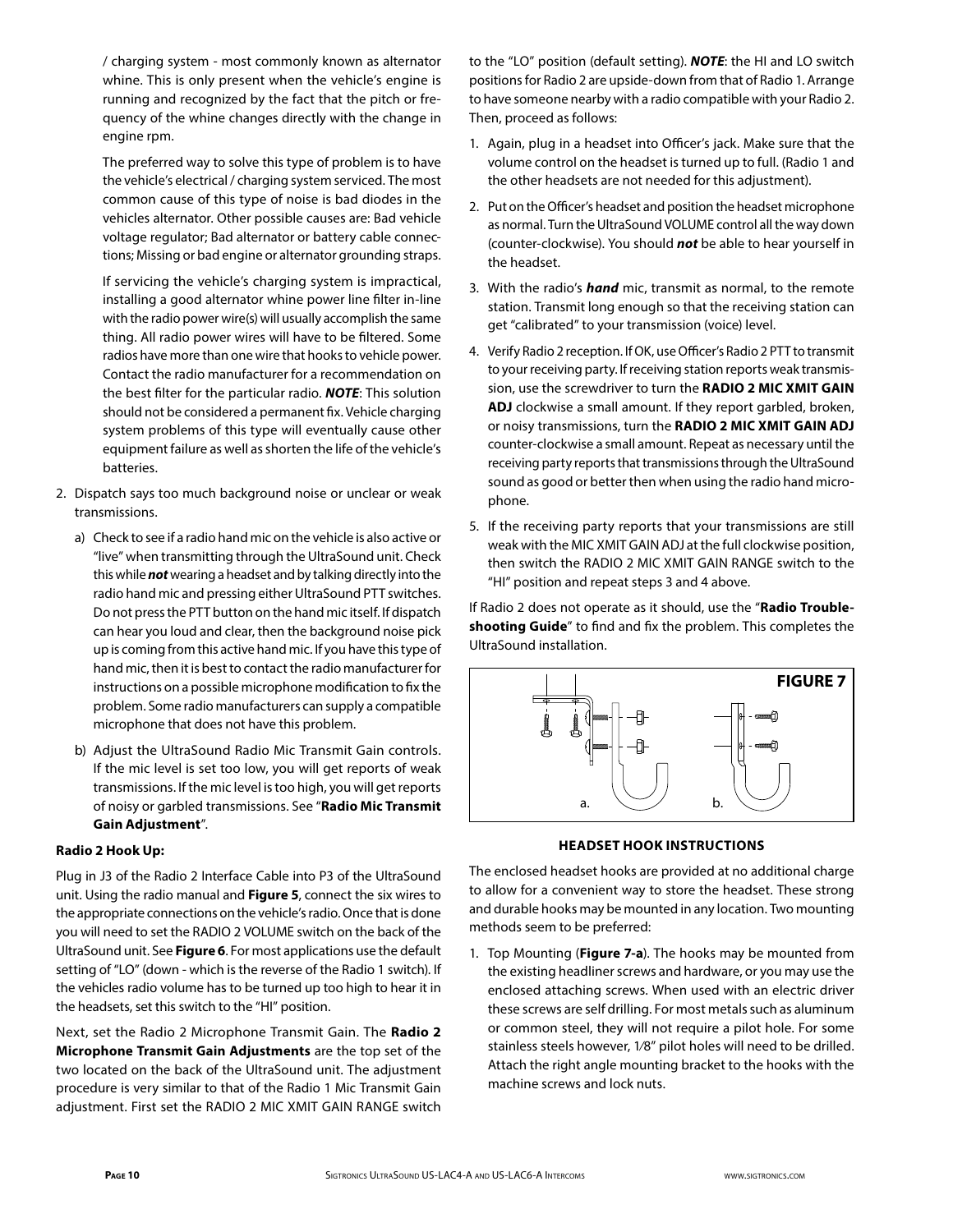/ charging system - most commonly known as alternator whine. This is only present when the vehicle's engine is running and recognized by the fact that the pitch or frequency of the whine changes directly with the change in engine rpm.

The preferred way to solve this type of problem is to have the vehicle's electrical / charging system serviced. The most common cause of this type of noise is bad diodes in the vehicles alternator. Other possible causes are: Bad vehicle voltage regulator; Bad alternator or battery cable connections; Missing or bad engine or alternator grounding straps.

If servicing the vehicle's charging system is impractical, installing a good alternator whine power line filter in-line with the radio power wire(s) will usually accomplish the same thing. All radio power wires will have to be filtered. Some radios have more than one wire that hooks to vehicle power. Contact the radio manufacturer for a recommendation on the best filter for the particular radio. ***NOTE***: This solution should not be considered a permanent fix. Vehicle charging system problems of this type will eventually cause other equipment failure as well as shorten the life of the vehicle's batteries.

2. Dispatch says too much background noise or unclear or weak transmissions.

   a) Check to see if a radio hand mic on the vehicle is also active or "live" when transmitting through the UltraSound unit. Check this while ***not*** wearing a headset and by talking directly into the radio hand mic and pressing either UltraSound PTT switches. Do not press the PTT button on the hand mic itself. If dispatch can hear you loud and clear, then the background noise pick up is coming from this active hand mic. If you have this type of hand mic, then it is best to contact the radio manufacturer for instructions on a possible microphone modification to fix the problem. Some radio manufacturers can supply a compatible microphone that does not have this problem.

   b) Adjust the UltraSound Radio Mic Transmit Gain controls. If the mic level is set too low, you will get reports of weak transmissions. If the mic level is too high, you will get reports of noisy or garbled transmissions. See "**Radio Mic Transmit Gain Adjustment**".

**Radio 2 Hook Up:**

Plug in J3 of the Radio 2 Interface Cable into P3 of the UltraSound unit. Using the radio manual and **Figure 5**, connect the six wires to the appropriate connections on the vehicle's radio. Once that is done you will need to set the RADIO 2 VOLUME switch on the back of the UltraSound unit. See **Figure 6**. For most applications use the default setting of "LO" (down - which is the reverse of the Radio 1 switch). If the vehicles radio volume has to be turned up too high to hear it in the headsets, set this switch to the "HI" position.

Next, set the Radio 2 Microphone Transmit Gain. The **Radio 2 Microphone Transmit Gain Adjustments** are the top set of the two located on the back of the UltraSound unit. The adjustment procedure is very similar to that of the Radio 1 Mic Transmit Gain adjustment. First set the RADIO 2 MIC XMIT GAIN RANGE switch to the "LO" position (default setting). ***NOTE***: the HI and LO switch positions for Radio 2 are upside-down from that of Radio 1. Arrange to have someone nearby with a radio compatible with your Radio 2. Then, proceed as follows:

1. Again, plug in a headset into Officer's jack. Make sure that the volume control on the headset is turned up to full. (Radio 1 and the other headsets are not needed for this adjustment).

2. Put on the Officer's headset and position the headset microphone as normal. Turn the UltraSound VOLUME control all the way down (counter-clockwise). You should ***not*** be able to hear yourself in the headset.

3. With the radio's ***hand*** mic, transmit as normal, to the remote station. Transmit long enough so that the receiving station can get "calibrated" to your transmission (voice) level.

4. Verify Radio 2 reception. If OK, use Officer's Radio 2 PTT to transmit to your receiving party. If receiving station reports weak transmission, use the screwdriver to turn the **RADIO 2 MIC XMIT GAIN ADJ** clockwise a small amount. If they report garbled, broken, or noisy transmissions, turn the **RADIO 2 MIC XMIT GAIN ADJ** counter-clockwise a small amount. Repeat as necessary until the receiving party reports that transmissions through the UltraSound sound as good or better then when using the radio hand microphone.

5. If the receiving party reports that your transmissions are still weak with the MIC XMIT GAIN ADJ at the full clockwise position, then switch the RADIO 2 MIC XMIT GAIN RANGE switch to the "HI" position and repeat steps 3 and 4 above.

If Radio 2 does not operate as it should, use the "**Radio Troubleshooting Guide**" to find and fix the problem. This completes the UltraSound installation.

**FIGURE 7**

a. b.

**HEADSET HOOK INSTRUCTIONS**

The enclosed headset hooks are provided at no additional charge to allow for a convenient way to store the headset. These strong and durable hooks may be mounted in any location. Two mounting methods seem to be preferred:

1. Top Mounting (**Figure 7-a**). The hooks may be mounted from the existing headliner screws and hardware, or you may use the enclosed attaching screws. When used with an electric driver these screws are self drilling. For most metals such as aluminum or common steel, they will not require a pilot hole. For some stainless steels however, 1⁄8" pilot holes will need to be drilled. Attach the right angle mounting bracket to the hooks with the machine screws and lock nuts.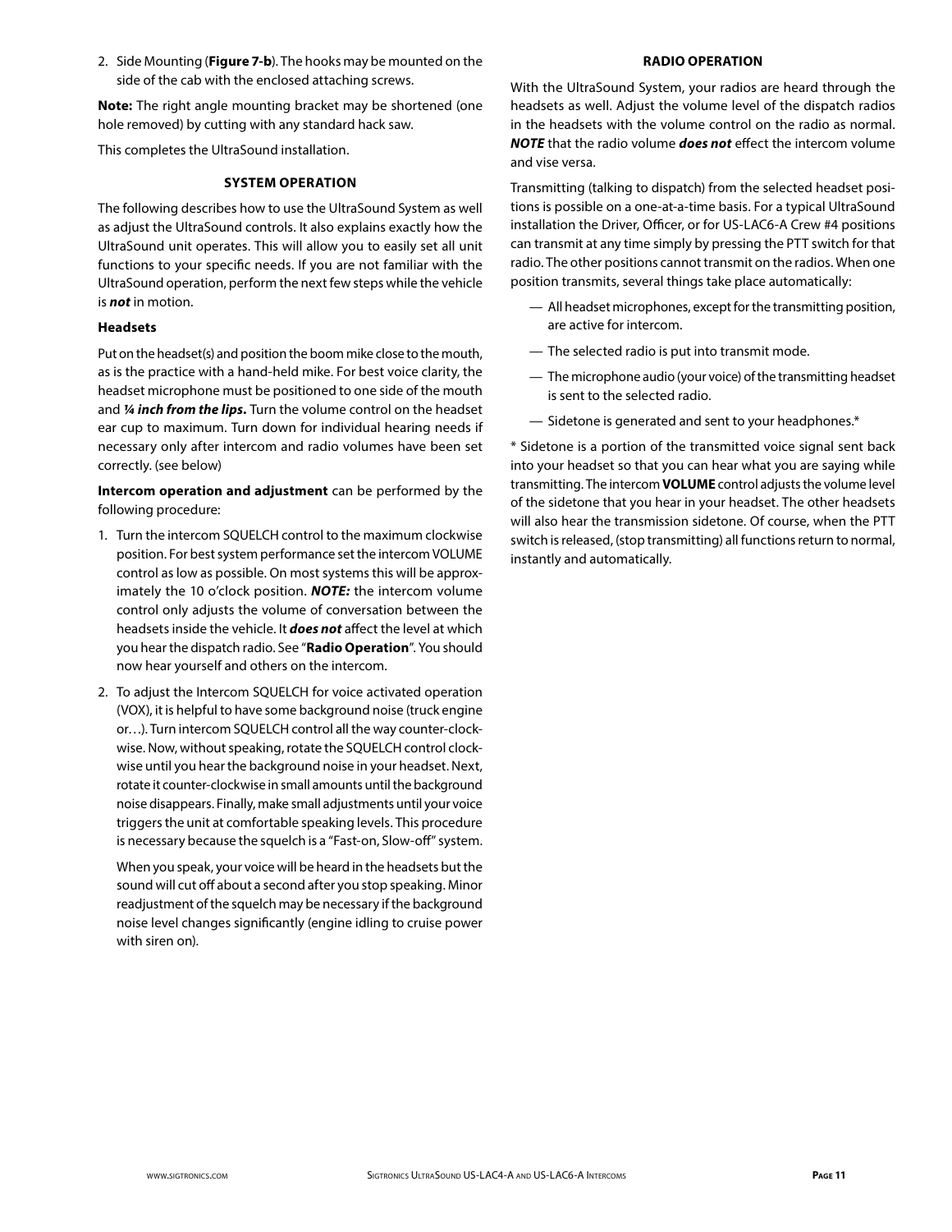2. Side Mounting (**Figure 7-b**). The hooks may be mounted on the side of the cab with the enclosed attaching screws.

**Note:** The right angle mounting bracket may be shortened (one hole removed) by cutting with any standard hack saw.

This completes the UltraSound installation.

## SYSTEM OPERATION

The following describes how to use the UltraSound System as well as adjust the UltraSound controls. It also explains exactly how the UltraSound unit operates. This will allow you to easily set all unit functions to your specific needs. If you are not familiar with the UltraSound operation, perform the next few steps while the vehicle is ***not*** in motion.

### Headsets

Put on the headset(s) and position the boom mike close to the mouth, as is the practice with a hand-held mike. For best voice clarity, the headset microphone must be positioned to one side of the mouth and ***¼ inch from the lips.*** Turn the volume control on the headset ear cup to maximum. Turn down for individual hearing needs if necessary only after intercom and radio volumes have been set correctly. (see below)

**Intercom operation and adjustment** can be performed by the following procedure:

1. Turn the intercom SQUELCH control to the maximum clockwise position. For best system performance set the intercom VOLUME control as low as possible. On most systems this will be approximately the 10 o'clock position. ***NOTE:*** the intercom volume control only adjusts the volume of conversation between the headsets inside the vehicle. It ***does not*** affect the level at which you hear the dispatch radio. See "**Radio Operation**". You should now hear yourself and others on the intercom.
2. To adjust the Intercom SQUELCH for voice activated operation (VOX), it is helpful to have some background noise (truck engine or…). Turn intercom SQUELCH control all the way counter-clockwise. Now, without speaking, rotate the SQUELCH control clockwise until you hear the background noise in your headset. Next, rotate it counter-clockwise in small amounts until the background noise disappears. Finally, make small adjustments until your voice triggers the unit at comfortable speaking levels. This procedure is necessary because the squelch is a "Fast-on, Slow-off" system.

   When you speak, your voice will be heard in the headsets but the sound will cut off about a second after you stop speaking. Minor readjustment of the squelch may be necessary if the background noise level changes significantly (engine idling to cruise power with siren on).

## RADIO OPERATION

With the UltraSound System, your radios are heard through the headsets as well. Adjust the volume level of the dispatch radios in the headsets with the volume control on the radio as normal. ***NOTE*** that the radio volume ***does not*** effect the intercom volume and vise versa.

Transmitting (talking to dispatch) from the selected headset positions is possible on a one-at-a-time basis. For a typical UltraSound installation the Driver, Officer, or for US-LAC6-A Crew #4 positions can transmit at any time simply by pressing the PTT switch for that radio. The other positions cannot transmit on the radios. When one position transmits, several things take place automatically:

- All headset microphones, except for the transmitting position, are active for intercom.
- The selected radio is put into transmit mode.
- The microphone audio (your voice) of the transmitting headset is sent to the selected radio.
- Sidetone is generated and sent to your headphones.*

* Sidetone is a portion of the transmitted voice signal sent back into your headset so that you can hear what you are saying while transmitting. The intercom **VOLUME** control adjusts the volume level of the sidetone that you hear in your headset. The other headsets will also hear the transmission sidetone. Of course, when the PTT switch is released, (stop transmitting) all functions return to normal, instantly and automatically.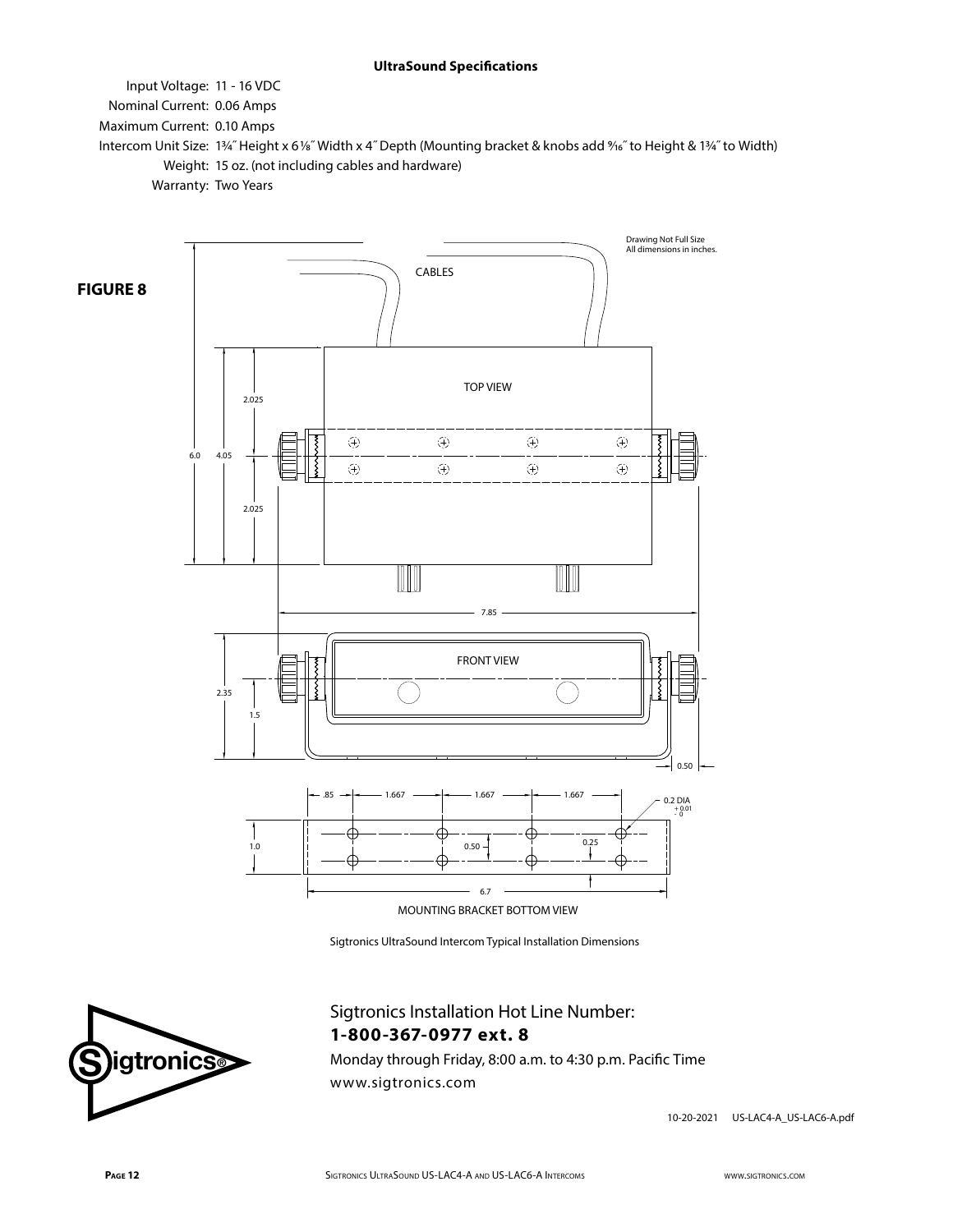**UltraSound Specifications**

Input Voltage: 11 - 16 VDC
Nominal Current: 0.06 Amps
Maximum Current: 0.10 Amps
Intercom Unit Size: 1¾″ Height x 6⅛″ Width x 4″ Depth (Mounting bracket & knobs add 9⁄16″ to Height & 1¾″ to Width)
Weight: 15 oz. (not including cables and hardware)
Warranty: Two Years

**FIGURE 8**

Drawing Not Full Size
All dimensions in inches.

CABLES

TOP VIEW

6.0
4.05
2.025
2.025
7.85

FRONT VIEW

2.35
1.5
0.50

.85
1.667
1.667
1.667
0.2 DIA + 0.01 - 0
1.0
0.50
0.25
6.7

MOUNTING BRACKET BOTTOM VIEW

Sigtronics UltraSound Intercom Typical Installation Dimensions

Sigtronics

Sigtronics Installation Hot Line Number:
**1-800-367-0977 ext. 8**
Monday through Friday, 8:00 a.m. to 4:30 p.m. Pacific Time
www.sigtronics.com

10-20-2021 US-LAC4-A_US-LAC6-A.pdf